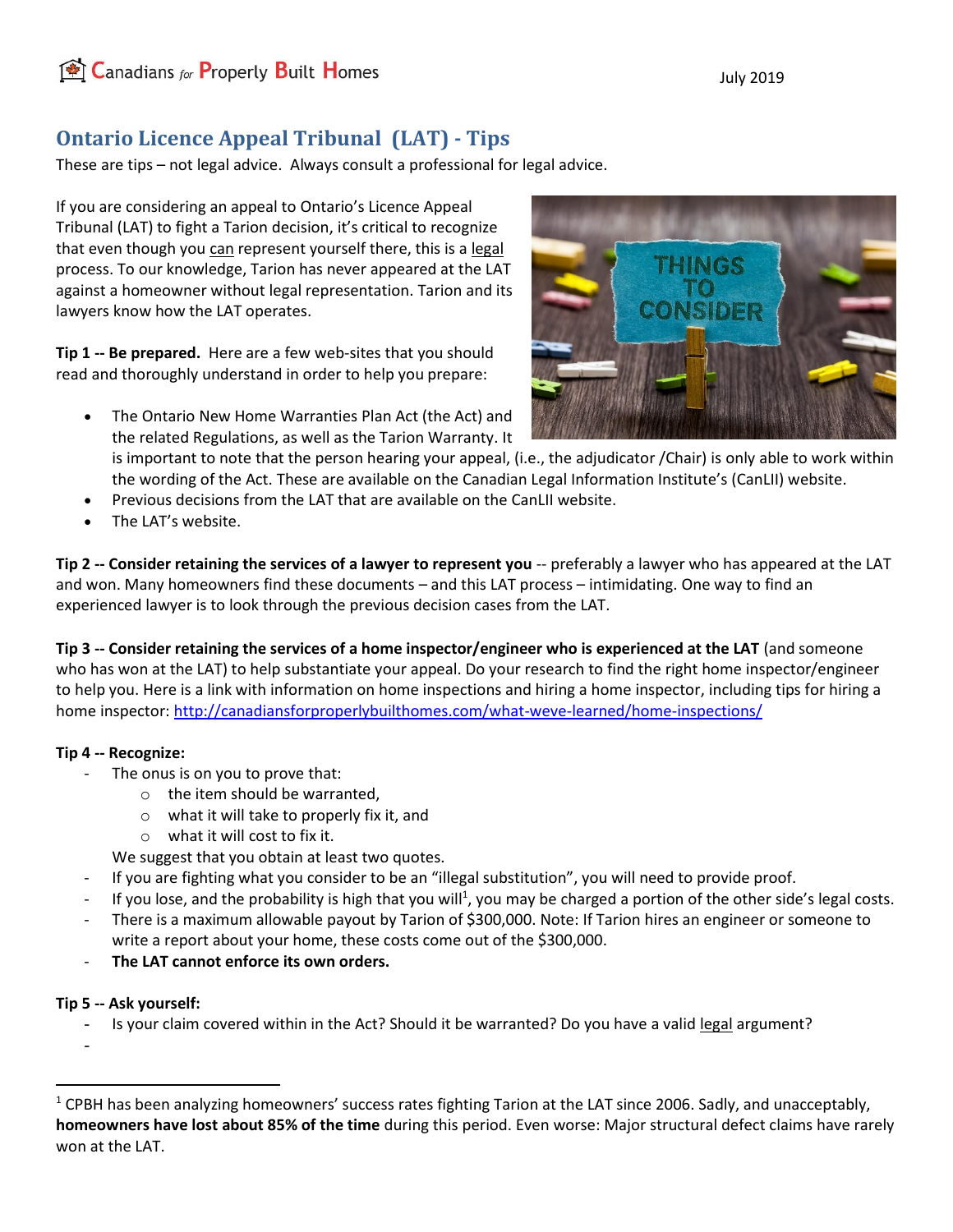Canadians for Properly Built Homes

July 2019

# Ontario Licence Appeal Tribunal (LAT) - Tips

These are tips – not legal advice. Always consult a professional for legal advice.

If you are considering an appeal to Ontario's Licence Appeal Tribunal (LAT) to fight a Tarion decision, it's critical to recognize that even though you can represent yourself there, this is a legal process. To our knowledge, Tarion has never appeared at the LAT against a homeowner without legal representation. Tarion and its lawyers know how the LAT operates.

**Tip 1 -- Be prepared.** Here are a few web-sites that you should read and thoroughly understand in order to help you prepare:

- The Ontario New Home Warranties Plan Act (the Act) and the related Regulations, as well as the Tarion Warranty. It is important to note that the person hearing your appeal, (i.e., the adjudicator /Chair) is only able to work within the wording of the Act. These are available on the Canadian Legal Information Institute's (CanLII) website.
- Previous decisions from the LAT that are available on the CanLII website.
- The LAT's website.

**Tip 2 -- Consider retaining the services of a lawyer to represent you** -- preferably a lawyer who has appeared at the LAT and won. Many homeowners find these documents – and this LAT process – intimidating. One way to find an experienced lawyer is to look through the previous decision cases from the LAT.

**Tip 3 -- Consider retaining the services of a home inspector/engineer who is experienced at the LAT** (and someone who has won at the LAT) to help substantiate your appeal. Do your research to find the right home inspector/engineer to help you. Here is a link with information on home inspections and hiring a home inspector, including tips for hiring a home inspector: http://canadiansforproperlybuilthomes.com/what-weve-learned/home-inspections/

**Tip 4 -- Recognize:**

- The onus is on you to prove that:
  - the item should be warranted,
  - what it will take to properly fix it, and
  - what it will cost to fix it.

  We suggest that you obtain at least two quotes.
- If you are fighting what you consider to be an "illegal substitution", you will need to provide proof.
- If you lose, and the probability is high that you will[1], you may be charged a portion of the other side's legal costs.
- There is a maximum allowable payout by Tarion of $300,000. Note: If Tarion hires an engineer or someone to write a report about your home, these costs come out of the $300,000.
- **The LAT cannot enforce its own orders.**

**Tip 5 -- Ask yourself:**

- Is your claim covered within in the Act? Should it be warranted? Do you have a valid legal argument?
-

[1] CPBH has been analyzing homeowners' success rates fighting Tarion at the LAT since 2006. Sadly, and unacceptably, **homeowners have lost about 85% of the time** during this period. Even worse: Major structural defect claims have rarely won at the LAT.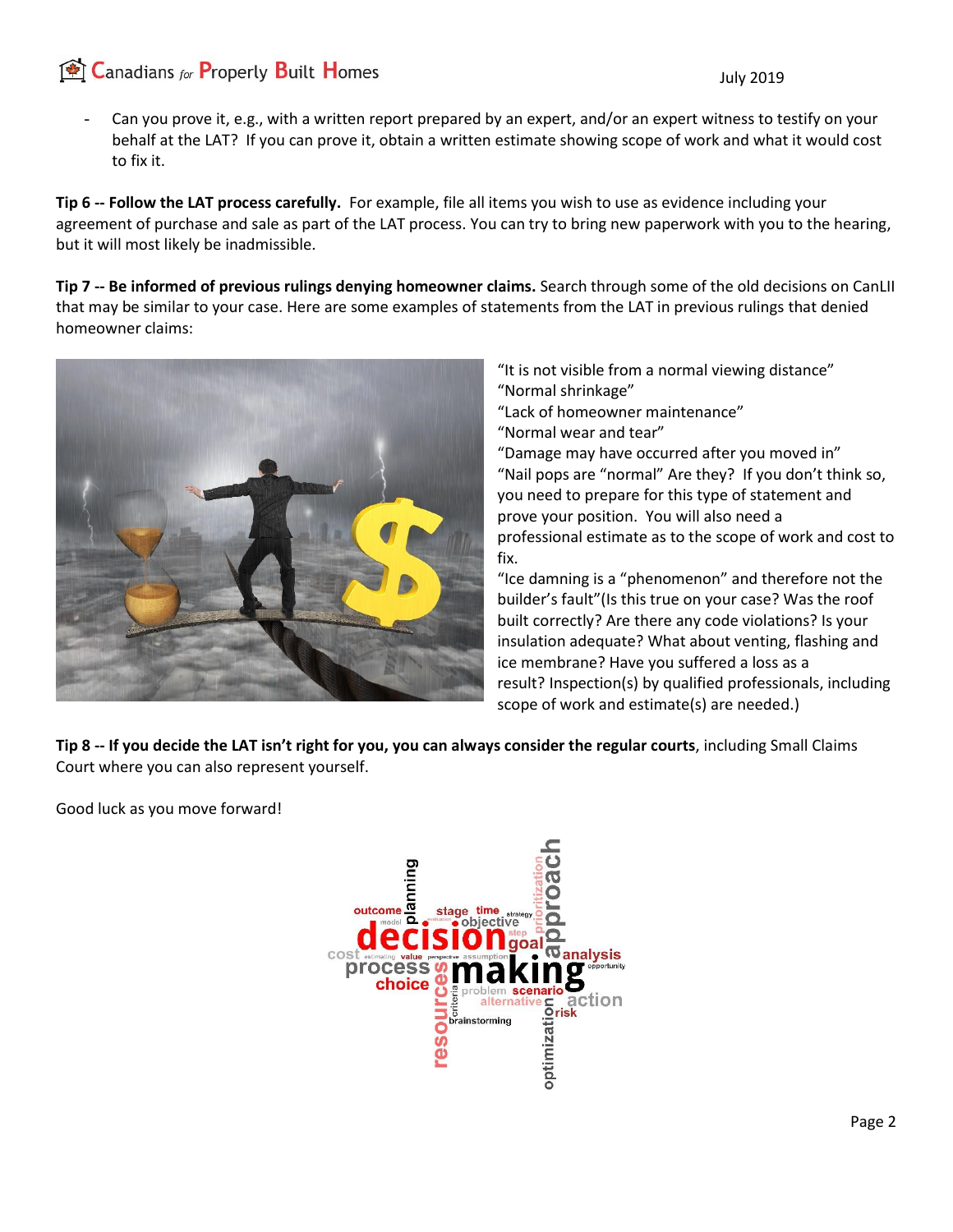- Can you prove it, e.g., with a written report prepared by an expert, and/or an expert witness to testify on your behalf at the LAT? If you can prove it, obtain a written estimate showing scope of work and what it would cost to fix it.

**Tip 6 -- Follow the LAT process carefully.** For example, file all items you wish to use as evidence including your agreement of purchase and sale as part of the LAT process. You can try to bring new paperwork with you to the hearing, but it will most likely be inadmissible.

**Tip 7 -- Be informed of previous rulings denying homeowner claims.** Search through some of the old decisions on CanLII that may be similar to your case. Here are some examples of statements from the LAT in previous rulings that denied homeowner claims:

"It is not visible from a normal viewing distance"
"Normal shrinkage"
"Lack of homeowner maintenance"
"Normal wear and tear"
"Damage may have occurred after you moved in"
"Nail pops are "normal" Are they? If you don't think so, you need to prepare for this type of statement and prove your position. You will also need a professional estimate as to the scope of work and cost to fix.
"Ice damning is a "phenomenon" and therefore not the builder's fault"(Is this true on your case? Was the roof built correctly? Are there any code violations? Is your insulation adequate? What about venting, flashing and ice membrane? Have you suffered a loss as a result? Inspection(s) by qualified professionals, including scope of work and estimate(s) are needed.)

**Tip 8 -- If you decide the LAT isn't right for you, you can always consider the regular courts**, including Small Claims Court where you can also represent yourself.

Good luck as you move forward!